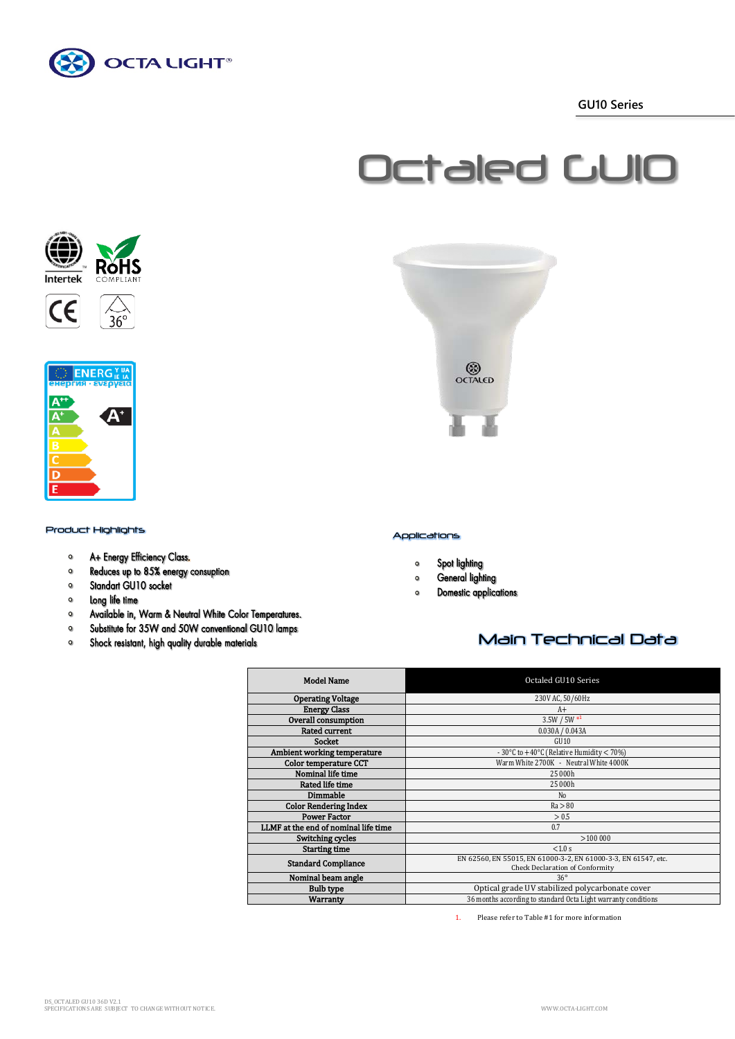GU10 Series

# Octaled GU10

## Product Highlights

- A+ Energy Efficiency Class.
- Reduces up to 85% energy consuption
- Standart GU10 socket
- Long life time
- Available in, Warm & Neutral White Color Temperatures.
- Substitute for 35W and 50W conventional GU10 lamps
- Shock resistant, high quality durable materials

## Applications

- Spot lighting
- General lighting
- Domestic applications

## Main Technical Data

| Model Name | Octaled GU10 Series |
|---|---|
| Operating Voltage | 230V AC, 50/60Hz |
| Energy Class | A+ |
| Overall consumption | 3.5W / 5W [*1] |
| Rated current | 0.030A / 0.043A |
| Socket | GU10 |
| Ambient working temperature | - 30°C to + 40°C (Relative Humidity < 70%) |
| Color temperature CCT | Warm White 2700K - Neutral White 4000K |
| Nominal life time | 25 000h |
| Rated life time | 25 000h |
| Dimmable | No |
| Color Rendering Index | Ra > 80 |
| Power Factor | > 0.5 |
| LLMF at the end of nominal life time | 0.7 |
| Switching cycles | >100 000 |
| Starting time | <1.0 s |
| Standard Compliance | EN 62560, EN 55015, EN 61000-3-2, EN 61000-3-3, EN 61547, etc. Check Declaration of Conformity |
| Nominal beam angle | 36° |
| Bulb type | Optical grade UV stabilized polycarbonate cover |
| Warranty | 36 months according to standard Octa Light warranty conditions |

1. Please refer to Table #1 for more information

DS_OCTALED GU10 36D V2.1
SPECIFICATIONS ARE SUBJECT TO CHANGE WITHOUT NOTICE.

WWW.OCTA-LIGHT.COM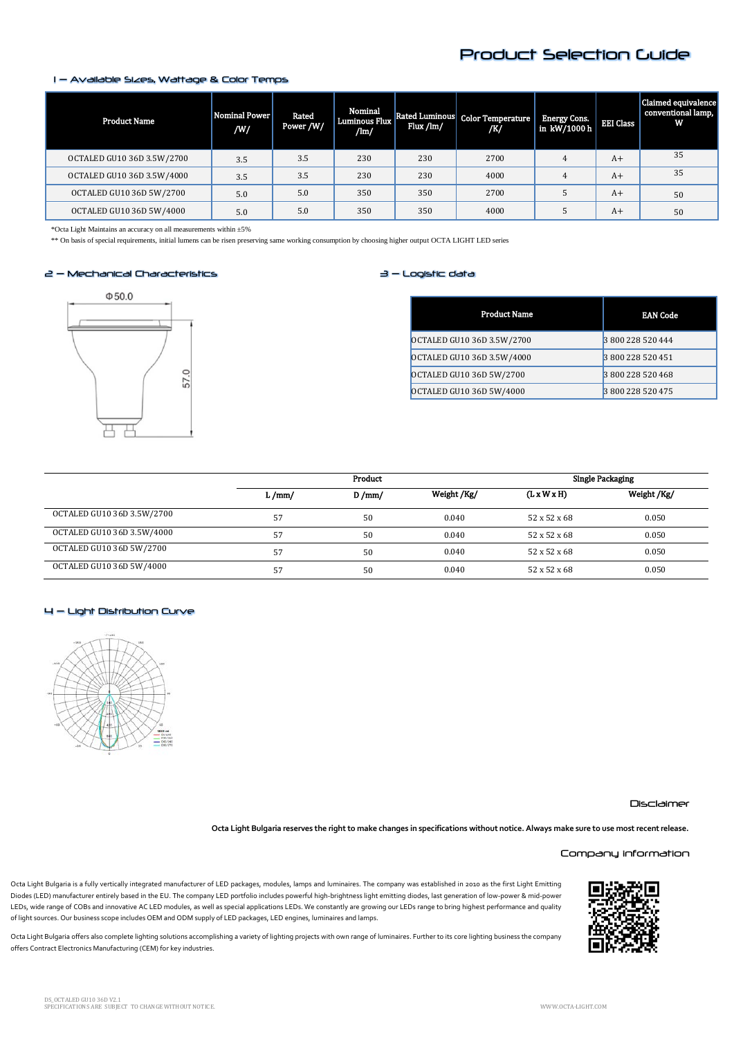# Product Selection Guide

## 1 – Available Sizes, Wattage & Color Temps

| Product Name | Nominal Power /W/ | Rated Power /W/ | Nominal Luminous Flux /lm/ | Rated Luminous Flux /lm/ | Color Temperature /K/ | Energy Cons. in kW/1000 h | EEI Class | Claimed equivalence conventional lamp, W |
|---|---|---|---|---|---|---|---|---|
| OCTALED GU10 36D 3.5W/2700 | 3.5 | 3.5 | 230 | 230 | 2700 | 4 | A+ | 35 |
| OCTALED GU10 36D 3.5W/4000 | 3.5 | 3.5 | 230 | 230 | 4000 | 4 | A+ | 35 |
| OCTALED GU10 36D 5W/2700 | 5.0 | 5.0 | 350 | 350 | 2700 | 5 | A+ | 50 |
| OCTALED GU10 36D 5W/4000 | 5.0 | 5.0 | 350 | 350 | 4000 | 5 | A+ | 50 |

*Octa Light Maintains an accuracy on all measurements within ±5%

** On basis of special requirements, initial lumens can be risen preserving same working consumption by choosing higher output OCTA LIGHT LED series

## 2 – Mechanical Characteristics

Φ50.0

57.0

## 3 – Logistic data

| Product Name | EAN Code |
|---|---|
| OCTALED GU10 36D 3.5W/2700 | 3 800 228 520 444 |
| OCTALED GU10 36D 3.5W/4000 | 3 800 228 520 451 |
| OCTALED GU10 36D 5W/2700 | 3 800 228 520 468 |
| OCTALED GU10 36D 5W/4000 | 3 800 228 520 475 |

| | Product | | | Single Packaging | |
|---|---|---|---|---|---|
| | L /mm/ | D /mm/ | Weight /Kg/ | (L x W x H) | Weight /Kg/ |
| OCTALED GU10 36D 3.5W/2700 | 57 | 50 | 0.040 | 52 x 52 x 68 | 0.050 |
| OCTALED GU10 36D 3.5W/4000 | 57 | 50 | 0.040 | 52 x 52 x 68 | 0.050 |
| OCTALED GU10 36D 5W/2700 | 57 | 50 | 0.040 | 52 x 52 x 68 | 0.050 |
| OCTALED GU10 36D 5W/4000 | 57 | 50 | 0.040 | 52 x 52 x 68 | 0.050 |

## 4 – Light Distribution Curve

### Disclaimer

**Octa Light Bulgaria reserves the right to make changes in specifications without notice. Always make sure to use most recent release.**

### Company Information

Octa Light Bulgaria is a fully vertically integrated manufacturer of LED packages, modules, lamps and luminaires. The company was established in 2010 as the first Light Emitting Diodes (LED) manufacturer entirely based in the EU. The company LED portfolio includes powerful high-brightness light emitting diodes, last generation of low-power & mid-power LEDs, wide range of COBs and innovative AC LED modules, as well as special applications LEDs. We constantly are growing our LEDs range to bring highest performance and quality of light sources. Our business scope includes OEM and ODM supply of LED packages, LED engines, luminaires and lamps.

Octa Light Bulgaria offers also complete lighting solutions accomplishing a variety of lighting projects with own range of luminaires. Further to its core lighting business the company offers Contract Electronics Manufacturing (CEM) for key industries.

DS_OCTALED GU10 36D V2.1
SPECIFICATIONS ARE SUBJECT TO CHANGE WITHOUT NOTICE.

WWW.OCTA-LIGHT.COM